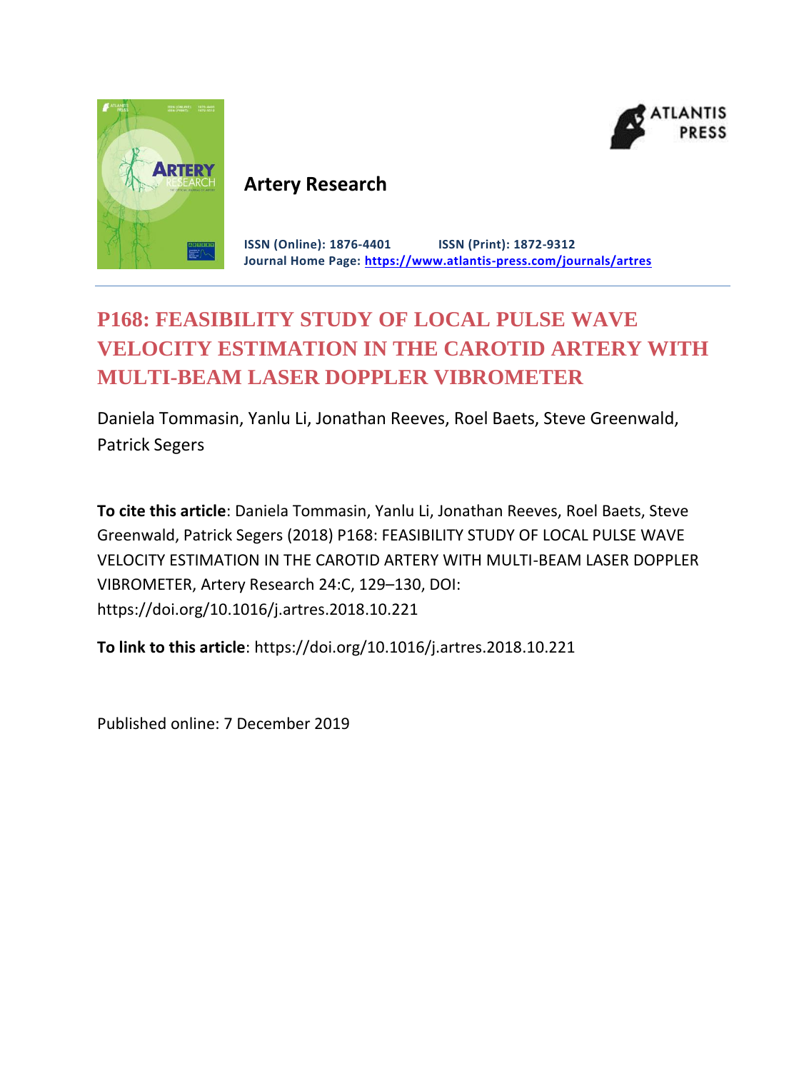**Artery Research**

**ISSN (Online): 1876-4401 ISSN (Print): 1872-9312**
**Journal Home Page: https://www.atlantis-press.com/journals/artres**

# P168: FEASIBILITY STUDY OF LOCAL PULSE WAVE VELOCITY ESTIMATION IN THE CAROTID ARTERY WITH MULTI-BEAM LASER DOPPLER VIBROMETER

Daniela Tommasin, Yanlu Li, Jonathan Reeves, Roel Baets, Steve Greenwald, Patrick Segers

**To cite this article**: Daniela Tommasin, Yanlu Li, Jonathan Reeves, Roel Baets, Steve Greenwald, Patrick Segers (2018) P168: FEASIBILITY STUDY OF LOCAL PULSE WAVE VELOCITY ESTIMATION IN THE CAROTID ARTERY WITH MULTI-BEAM LASER DOPPLER VIBROMETER, Artery Research 24:C, 129–130, DOI: https://doi.org/10.1016/j.artres.2018.10.221

**To link to this article**: https://doi.org/10.1016/j.artres.2018.10.221

Published online: 7 December 2019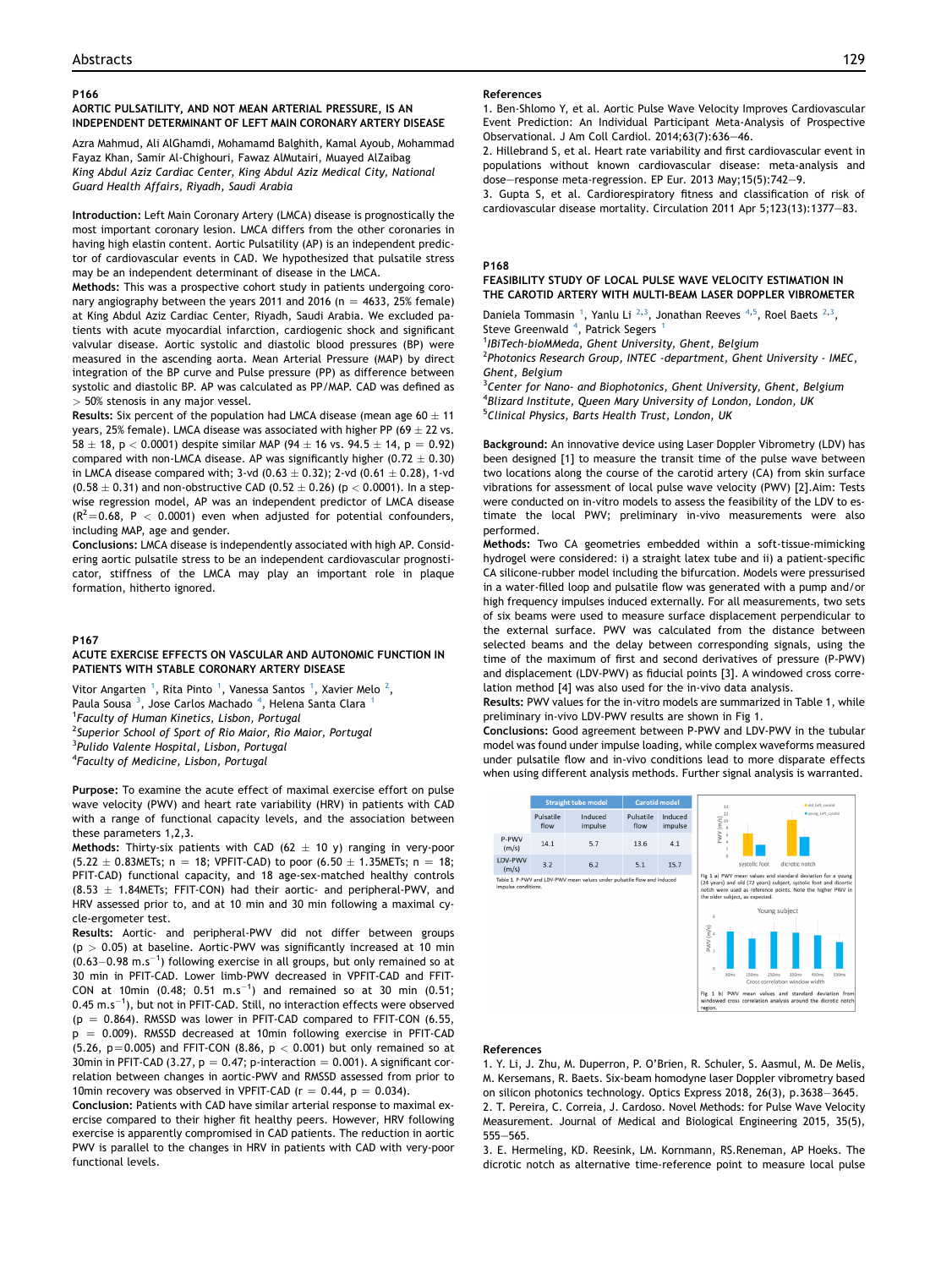### P166

#### AORTIC PULSATILITY, AND NOT MEAN ARTERIAL PRESSURE, IS AN INDEPENDENT DETERMINANT OF LEFT MAIN CORONARY ARTERY DISEASE

Azra Mahmud, Ali AlGhamdi, Mohamamd Balghith, Kamal Ayoub, Mohammad Fayaz Khan, Samir Al-Chighouri, Fawaz AlMutairi, Muayed ALZaibag

*King Abdul Aziz Cardiac Center, King Abdul Aziz Medical City, National Guard Health Affairs, Riyadh, Saudi Arabia*

**Introduction:** Left Main Coronary Artery (LMCA) disease is prognostically the most important coronary lesion. LMCA differs from the other coronaries in having high elastin content. Aortic Pulsatility (AP) is an independent predictor of cardiovascular events in CAD. We hypothesized that pulsatile stress may be an independent determinant of disease in the LMCA.

**Methods:** This was a prospective cohort study in patients undergoing coronary angiography between the years 2011 and 2016 (n = 4633, 25% female) at King Abdul Aziz Cardiac Center, Riyadh, Saudi Arabia. We excluded patients with acute myocardial infarction, cardiogenic shock and significant valvular disease. Aortic systolic and diastolic blood pressures (BP) were measured in the ascending aorta. Mean Arterial Pressure (MAP) by direct integration of the BP curve and Pulse pressure (PP) as difference between systolic and diastolic BP. AP was calculated as PP/MAP. CAD was defined as > 50% stenosis in any major vessel.

**Results:** Six percent of the population had LMCA disease (mean age 60 ± 11 years, 25% female). LMCA disease was associated with higher PP (69 ± 22 vs. 58 ± 18, $p < 0.0001$) despite similar MAP (94 ± 16 vs. 94.5 ± 14, $p = 0.92$) compared with non-LMCA disease. AP was significantly higher (0.72 ± 0.30) in LMCA disease compared with; 3-vd (0.63 ± 0.32); 2-vd (0.61 ± 0.28), 1-vd (0.58 ± 0.31) and non-obstructive CAD (0.52 ± 0.26) ($p < 0.0001$). In a stepwise regression model, AP was an independent predictor of LMCA disease ($R^2$=0.68, $P < 0.0001$) even when adjusted for potential confounders, including MAP, age and gender.

**Conclusions:** LMCA disease is independently associated with high AP. Considering aortic pulsatile stress to be an independent cardiovascular prognosticator, stiffness of the LMCA may play an important role in plaque formation, hitherto ignored.

### P167

#### ACUTE EXERCISE EFFECTS ON VASCULAR AND AUTONOMIC FUNCTION IN PATIENTS WITH STABLE CORONARY ARTERY DISEASE

Vitor Angarten [1], Rita Pinto [1], Vanessa Santos [1], Xavier Melo [2], Paula Sousa [3], Jose Carlos Machado [4], Helena Santa Clara [1]

[1]*Faculty of Human Kinetics, Lisbon, Portugal*
[2]*Superior School of Sport of Rio Maior, Rio Maior, Portugal*
[3]*Pulido Valente Hospital, Lisbon, Portugal*
[4]*Faculty of Medicine, Lisbon, Portugal*

**Purpose:** To examine the acute effect of maximal exercise effort on pulse wave velocity (PWV) and heart rate variability (HRV) in patients with CAD with a range of functional capacity levels, and the association between these parameters 1,2,3.

**Methods:** Thirty-six patients with CAD (62 ± 10 y) ranging in very-poor (5.22 ± 0.83METs; n = 18; VPFIT-CAD) to poor (6.50 ± 1.35METs; n = 18; PFIT-CAD) functional capacity, and 18 age-sex-matched healthy controls (8.53 ± 1.84METs; FFIT-CON) had their aortic- and peripheral-PWV, and HRV assessed prior to, and at 10 min and 30 min following a maximal cycle-ergometer test.

**Results:** Aortic- and peripheral-PWV did not differ between groups ($p > 0.05$) at baseline. Aortic-PWV was significantly increased at 10 min (0.63–0.98 m.s$^{-1}$) following exercise in all groups, but only remained so at 30 min in PFIT-CAD. Lower limb-PWV decreased in VPFIT-CAD and FFIT-CON at 10min (0.48; 0.51 m.s$^{-1}$) and remained at 30 min (0.51; 0.45 m.s$^{-1}$), but not in PFIT-CAD. Still, no interaction effects were observed ($p = 0.864$). RMSSD was lower in PFIT-CAD compared to FFIT-CON (6.55, $p = 0.009$). RMSSD decreased at 10min following exercise in PFIT-CAD (5.26, $p$=0.005) and FFIT-CON (8.86, $p < 0.001$) but only remained so at 30min in PFIT-CAD (3.27, $p = 0.47$; p-interaction = 0.001). A significant correlation between changes in aortic-PWV and RMSSD assessed from prior to 10min recovery was observed in VPFIT-CAD ($r = 0.44$, $p = 0.034$).

**Conclusion:** Patients with CAD have similar arterial response to maximal exercise compared to their higher fit healthy peers. However, HRV following exercise is apparently compromised in CAD patients. The reduction in aortic PWV is parallel to the changes in HRV in patients with CAD with very-poor functional levels.

**References**

1. Ben-Shlomo Y, et al. Aortic Pulse Wave Velocity Improves Cardiovascular Event Prediction: An Individual Participant Meta-Analysis of Prospective Observational. J Am Coll Cardiol. 2014;63(7):636–46.
2. Hillebrand S, et al. Heart rate variability and first cardiovascular event in populations without known cardiovascular disease: meta-analysis and dose–response meta-regression. EP Eur. 2013 May;15(5):742–9.
3. Gupta S, et al. Cardiorespiratory fitness and classification of risk of cardiovascular disease mortality. Circulation 2011 Apr 5;123(13):1377–83.

### P168

#### FEASIBILITY STUDY OF LOCAL PULSE WAVE VELOCITY ESTIMATION IN THE CAROTID ARTERY WITH MULTI-BEAM LASER DOPPLER VIBROMETER

Daniela Tommasin [1], Yanlu Li [2,3], Jonathan Reeves [4,5], Roel Baets [2,3], Steve Greenwald [4], Patrick Segers [1]

[1]*IBiTech-bioMMeda, Ghent University, Ghent, Belgium*
[2]*Photonics Research Group, INTEC -department, Ghent University - IMEC, Ghent, Belgium*
[3]*Center for Nano- and Biophotonics, Ghent University, Ghent, Belgium*
[4]*Blizard Institute, Queen Mary University of London, London, UK*
[5]*Clinical Physics, Barts Health Trust, London, UK*

**Background:** An innovative device using Laser Doppler Vibrometry (LDV) has been designed [1] to measure the transit time of the pulse wave between two locations along the course of the carotid artery (CA) from skin surface vibrations for assessment of local pulse wave velocity (PWV) [2].Aim: Tests were conducted on in-vitro models to assess the feasibility of the LDV to estimate the local PWV; preliminary in-vivo measurements were also performed.

**Methods:** Two CA geometries embedded within a soft-tissue-mimicking hydrogel were considered: i) a straight latex tube and ii) a patient-specific CA silicone-rubber model including the bifurcation. Models were pressurised in a water-filled loop and pulsatile flow was generated with a pump and/or high frequency impulses induced externally. For all measurements, two sets of six beams were used to measure surface displacement perpendicular to the external surface. PWV was calculated from the distance between selected beams and the delay between corresponding signals, using the time of the maximum of first and second derivatives of pressure (P-PWV) and displacement (LDV-PWV) as fiducial points [3]. A windowed cross correlation method [4] was also used for the in-vivo data analysis.

**Results:** PWV values for the in-vitro models are summarized in Table 1, while preliminary in-vivo LDV-PWV results are shown in Fig 1.

**Conclusions:** Good agreement between P-PWV and LDV-PWV in the tubular model was found under impulse loading, while complex waveforms measured under pulsatile flow and in-vivo conditions lead to more disparate effects when using different analysis methods. Further signal analysis is warranted.

| | Straight tube model | | Carotid model | |
|---|---|---|---|---|
| | Pulsatile flow | Induced impulse | Pulsatile flow | Induced impulse |
| P-PWV (m/s) | 14.1 | 5.7 | 13.6 | 4.1 |
| LDV-PWV (m/s) | 3.2 | 6.2 | 5.1 | 15.7 |

Table 1. P-PWV and LDV-PWV mean values under pulsatile flow and induced impulse conditions.

Fig 1 a) PWV mean values and standard deviation for a young (24 years) and old (72 years) subject, systolic foot and dicrotic notch were used as reference points. Note the higher PWV in the older subject, as expected.

Fig 1 b) PWV mean values and standard deviation from windowed cross correlation analysis around the dicrotic notch region.

**References**

1. Y. Li, J. Zhu, M. Duperron, P. O'Brien, R. Schuler, S. Aasmul, M. De Melis, M. Kersemans, R. Baets. Six-beam homodyne laser Doppler vibrometry based on silicon photonics technology. Optics Express 2018, 26(3), p.3638–3645.
2. T. Pereira, C. Correia, J. Cardoso. Novel Methods: for Pulse Wave Velocity Measurement. Journal of Medical and Biological Engineering 2015, 35(5), 555–565.
3. E. Hermeling, KD. Reesink, LM. Kornmann, RS.Reneman, AP Hoeks. The dicrotic notch as alternative time-reference point to measure local pulse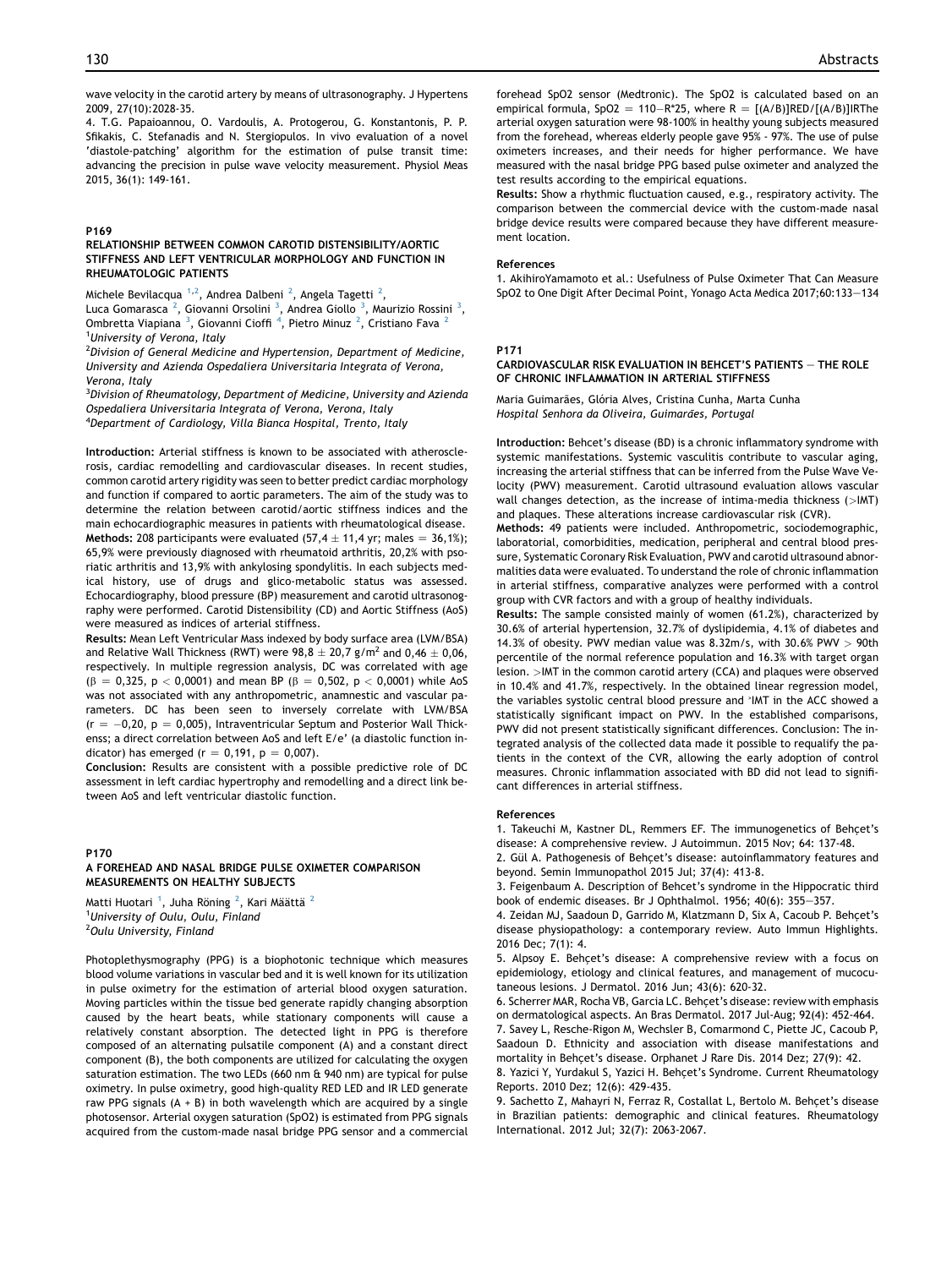wave velocity in the carotid artery by means of ultrasonography. J Hypertens 2009, 27(10):2028-35.

4. T.G. Papaioannou, O. Vardoulis, A. Protogerou, G. Konstantonis, P. P. Sfikakis, C. Stefanadis and N. Stergiopulos. In vivo evaluation of a novel 'diastole-patching' algorithm for the estimation of pulse transit time: advancing the precision in pulse wave velocity measurement. Physiol Meas 2015, 36(1): 149-161.

## P169

### RELATIONSHIP BETWEEN COMMON CAROTID DISTENSIBILITY/AORTIC STIFFNESS AND LEFT VENTRICULAR MORPHOLOGY AND FUNCTION IN RHEUMATOLOGIC PATIENTS

Michele Bevilacqua [1,2], Andrea Dalbeni [2], Angela Tagetti [2], Luca Gomarasca [2], Giovanni Orsolini [3], Andrea Giollo [3], Maurizio Rossini [3], Ombretta Viapiana [3], Giovanni Cioffi [4], Pietro Minuz [2], Cristiano Fava [2]

[1]*University of Verona, Italy*

[2]*Division of General Medicine and Hypertension, Department of Medicine, University and Azienda Ospedaliera Universitaria Integrata of Verona, Verona, Italy*

[3]*Division of Rheumatology, Department of Medicine, University and Azienda Ospedaliera Universitaria Integrata of Verona, Verona, Italy*

[4]*Department of Cardiology, Villa Bianca Hospital, Trento, Italy*

**Introduction:** Arterial stiffness is known to be associated with atherosclerosis, cardiac remodelling and cardiovascular diseases. In recent studies, common carotid artery rigidity was seen to better predict cardiac morphology and function if compared to aortic parameters. The aim of the study was to determine the relation between carotid/aortic stiffness indices and the main echocardiographic measures in patients with rheumatological disease.

**Methods:** 208 participants were evaluated (57,4 $\pm$ 11,4 yr; males = 36,1%); 65,9% were previously diagnosed with rheumatoid arthritis, 20,2% with psoriatic arthritis and 13,9% with ankylosing spondylitis. In each subjects medical history, use of drugs and glico-metabolic status was assessed. Echocardiography, blood pressure (BP) measurement and carotid ultrasonography were performed. Carotid Distensibility (CD) and Aortic Stiffness (AoS) were measured as indices of arterial stiffness.

**Results:** Mean Left Ventricular Mass indexed by body surface area (LVM/BSA) and Relative Wall Thickness (RWT) were 98,8 $\pm$ 20,7 g/m$^2$ and 0,46 $\pm$ 0,06, respectively. In multiple regression analysis, DC was correlated with age ($\beta$ = 0,325, $p < 0,0001$) and mean BP ($\beta$ = 0,502, $p < 0,0001$) while AoS was not associated with any anthropometric, anamnestic and vascular parameters. DC has been seen to inversely correlate with LVM/BSA ($r = -0,20$, $p = 0,005$), Intraventricular Septum and Posterior Wall Thickenss; a direct correlation between AoS and left E/e' (a diastolic function indicator) has emerged ($r = 0,191$, $p = 0,007$).

**Conclusion:** Results are consistent with a possible predictive role of DC assessment in left cardiac hypertrophy and remodelling and a direct link between AoS and left ventricular diastolic function.

## P170

### A FOREHEAD AND NASAL BRIDGE PULSE OXIMETER COMPARISON MEASUREMENTS ON HEALTHY SUBJECTS

Matti Huotari [1], Juha Röning [2], Kari Määttä [2]

[1]*University of Oulu, Oulu, Finland*

[2]*Oulu University, Finland*

Photoplethysmography (PPG) is a biophotonic technique which measures blood volume variations in vascular bed and it is well known for its utilization in pulse oximetry for the estimation of arterial blood oxygen saturation. Moving particles within the tissue bed generate rapidly changing absorption caused by the heart beats, while stationary components will cause a relatively constant absorption. The detected light in PPG is therefore composed of an alternating pulsatile component (A) and a constant direct component (B), the both components are utilized for calculating the oxygen saturation estimation. The two LEDs (660 nm & 940 nm) are typical for pulse oximetry. In pulse oximetry, good high-quality RED LED and IR LED generate raw PPG signals (A + B) in both wavelength which are acquired by a single photosensor. Arterial oxygen saturation (SpO2) is estimated from PPG signals acquired from the custom-made nasal bridge PPG sensor and a commercial forehead SpO2 sensor (Medtronic). The SpO2 is calculated based on an empirical formula, SpO2 = 110−R*25, where R = [(A/B)]RED/[(A/B)]IRThe arterial oxygen saturation were 98-100% in healthy young subjects measured from the forehead, whereas elderly people gave 95% - 97%. The use of pulse oximeters increases, and their needs for higher performance. We have measured with the nasal bridge PPG based pulse oximeter and analyzed the test results according to the empirical equations.

**Results:** Show a rhythmic fluctuation caused, e.g., respiratory activity. The comparison between the commercial device with the custom-made nasal bridge device results were compared because they have different measurement location.

### References

1. AkihiroYamamoto et al.: Usefulness of Pulse Oximeter That Can Measure SpO2 to One Digit After Decimal Point, Yonago Acta Medica 2017;60:133−134

## P171

### CARDIOVASCULAR RISK EVALUATION IN BEHCET'S PATIENTS — THE ROLE OF CHRONIC INFLAMMATION IN ARTERIAL STIFFNESS

Maria Guimarães, Glória Alves, Cristina Cunha, Marta Cunha

*Hospital Senhora da Oliveira, Guimarães, Portugal*

**Introduction:** Behcet's disease (BD) is a chronic inflammatory syndrome with systemic manifestations. Systemic vasculitis contribute to vascular aging, increasing the arterial stiffness that can be inferred from the Pulse Wave Velocity (PWV) measurement. Carotid ultrasound evaluation allows vascular wall changes detection, as the increase of intima-media thickness (>IMT) and plaques. These alterations increase cardiovascular risk (CVR).

**Methods:** 49 patients were included. Anthropometric, sociodemographic, laboratorial, comorbidities, medication, peripheral and central blood pressure, Systematic Coronary Risk Evaluation, PWV and carotid ultrasound abnormalities data were evaluated. To understand the role of chronic inflammation in arterial stiffness, comparative analyzes were performed with a control group with CVR factors and with a group of healthy individuals.

**Results:** The sample consisted mainly of women (61.2%), characterized by 30.6% of arterial hypertension, 32.7% of dyslipidemia, 4.1% of diabetes and 14.3% of obesity. PWV median value was 8.32m/s, with 30.6% PWV > 90th percentile of the normal reference population and 16.3% with target organ lesion. >IMT in the common carotid artery (CCA) and plaques were observed in 10.4% and 41.7%, respectively. In the obtained linear regression model, the variables systolic central blood pressure and ˃IMT in the ACC showed a statistically significant impact on PWV. In the established comparisons, PWV did not present statistically significant differences. Conclusion: The integrated analysis of the collected data made it possible to requalify the patients in the context of the CVR, allowing the early adoption of control measures. Chronic inflammation associated with BD did not lead to significant differences in arterial stiffness.

### References

1. Takeuchi M, Kastner DL, Remmers EF. The immunogenetics of Behçet's disease: A comprehensive review. J Autoimmun. 2015 Nov; 64: 137-48.
2. Gül A. Pathogenesis of Behçet's disease: autoinflammatory features and beyond. Semin Immunopathol 2015 Jul; 37(4): 413-8.
3. Feigenbaum A. Description of Behcet's syndrome in the Hippocratic third book of endemic diseases. Br J Ophthalmol. 1956; 40(6): 355−357.
4. Zeidan MJ, Saadoun D, Garrido M, Klatzmann D, Six A, Cacoub P. Behçet's disease physiopathology: a contemporary review. Auto Immun Highlights. 2016 Dec; 7(1): 4.
5. Alpsoy E. Behçet's disease: A comprehensive review with a focus on epidemiology, etiology and clinical features, and management of mucocutaneous lesions. J Dermatol. 2016 Jun; 43(6): 620-32.
6. Scherrer MAR, Rocha VB, Garcia LC. Behçet's disease: review with emphasis on dermatological aspects. An Bras Dermatol. 2017 Jul-Aug; 92(4): 452-464.
7. Savey L, Resche-Rigon M, Wechsler B, Comarmond C, Piette JC, Cacoub P, Saadoun D. Ethnicity and association with disease manifestations and mortality in Behçet's disease. Orphanet J Rare Dis. 2014 Dez; 27(9): 42.
8. Yazici Y, Yurdakul S, Yazici H. Behçet's Syndrome. Current Rheumatology Reports. 2010 Dez; 12(6): 429-435.
9. Sachetto Z, Mahayri N, Ferraz R, Costallat L, Bertolo M. Behçet's disease in Brazilian patients: demographic and clinical features. Rheumatology International. 2012 Jul; 32(7): 2063-2067.